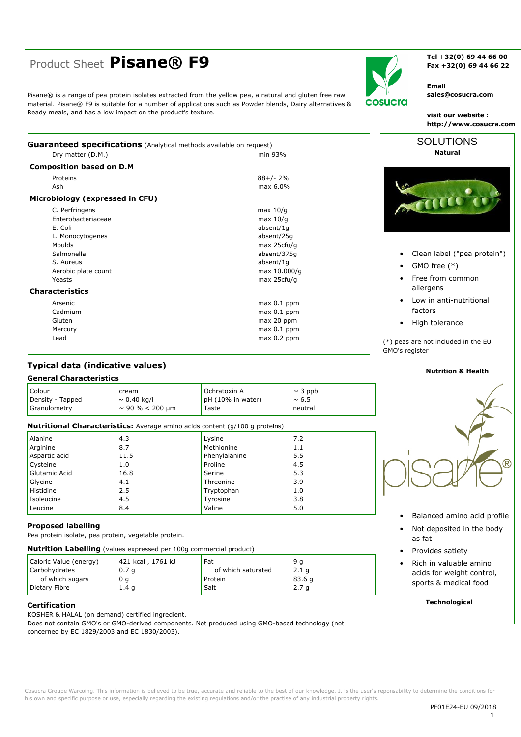# Product Sheet **Pisane® F9**

Pisane® is a range of pea protein isolates extracted from the yellow pea, a natural and gluten free raw material. Pisane® F9 is suitable for a number of applications such as Powder blends, Dairy alternatives & Ready meals, and has a low impact on the product's texture.

**Tel +32(0) 69 44 66 00**
**Fax +32(0) 69 44 66 22**

**Email**
**sales@cosucra.com**

**visit our website :**
**http://www.cosucra.com**

## Guaranteed specifications (Analytical methods available on request)

| | |
|---|---|
| Dry matter (D.M.) | min 93% |

### Composition based on D.M

| | |
|---|---|
| Proteins | 88+/- 2% |
| Ash | max 6.0% |

### Microbiology (expressed in CFU)

| | |
|---|---|
| C. Perfringens | max 10/g |
| Enterobacteriaceae | max 10/g |
| E. Coli | absent/1g |
| L. Monocytogenes | absent/25g |
| Moulds | max 25cfu/g |
| Salmonella | absent/375g |
| S. Aureus | absent/1g |
| Aerobic plate count | max 10.000/g |
| Yeasts | max 25cfu/g |

### Characteristics

| | |
|---|---|
| Arsenic | max 0.1 ppm |
| Cadmium | max 0.1 ppm |
| Gluten | max 20 ppm |
| Mercury | max 0.1 ppm |
| Lead | max 0.2 ppm |

## Typical data (indicative values)

### General Characteristics

| | | | |
|---|---|---|---|
| Colour | cream | Ochratoxin A | ~ 3 ppb |
| Density - Tapped | ~ 0.40 kg/l | pH (10% in water) | ~ 6.5 |
| Granulometry | ~ 90 % < 200 µm | Taste | neutral |

### Nutritional Characteristics: Average amino acids content (g/100 g proteins)

| | | | |
|---|---|---|---|
| Alanine | 4.3 | Lysine | 7.2 |
| Arginine | 8.7 | Methionine | 1.1 |
| Aspartic acid | 11.5 | Phenylalanine | 5.5 |
| Cysteine | 1.0 | Proline | 4.5 |
| Glutamic Acid | 16.8 | Serine | 5.3 |
| Glycine | 4.1 | Threonine | 3.9 |
| Histidine | 2.5 | Tryptophan | 1.0 |
| Isoleucine | 4.5 | Tyrosine | 3.8 |
| Leucine | 8.4 | Valine | 5.0 |

### Proposed labelling

Pea protein isolate, pea protein, vegetable protein.

### Nutrition Labelling (values expressed per 100g commercial product)

| | | | |
|---|---|---|---|
| Caloric Value (energy) | 421 kcal , 1761 kJ | Fat | 9 g |
| Carbohydrates | 0.7 g | of which saturated | 2.1 g |
| of which sugars | 0 g | Protein | 83.6 g |
| Dietary Fibre | 1.4 g | Salt | 2.7 g |

### Certification

KOSHER & HALAL (on demand) certified ingredient.
Does not contain GMO's or GMO-derived components. Not produced using GMO-based technology (not concerned by EC 1829/2003 and EC 1830/2003).

## SOLUTIONS

**Natural**

- Clean label ("pea protein")
- GMO free (*)
- Free from common allergens
- Low in anti-nutritional factors
- High tolerance

(*) peas are not included in the EU GMO's register

**Nutrition & Health**

- Balanced amino acid profile
- Not deposited in the body as fat
- Provides satiety
- Rich in valuable amino acids for weight control, sports & medical food

**Technological**

Cosucra Groupe Warcoing. This information is believed to be true, accurate and reliable to the best of our knowledge. It is the user's reponsability to determine the conditions for his own and specific purpose or use, especially regarding the existing regulations and/or the practise of any industrial property rights.

PF01E24-EU 09/2018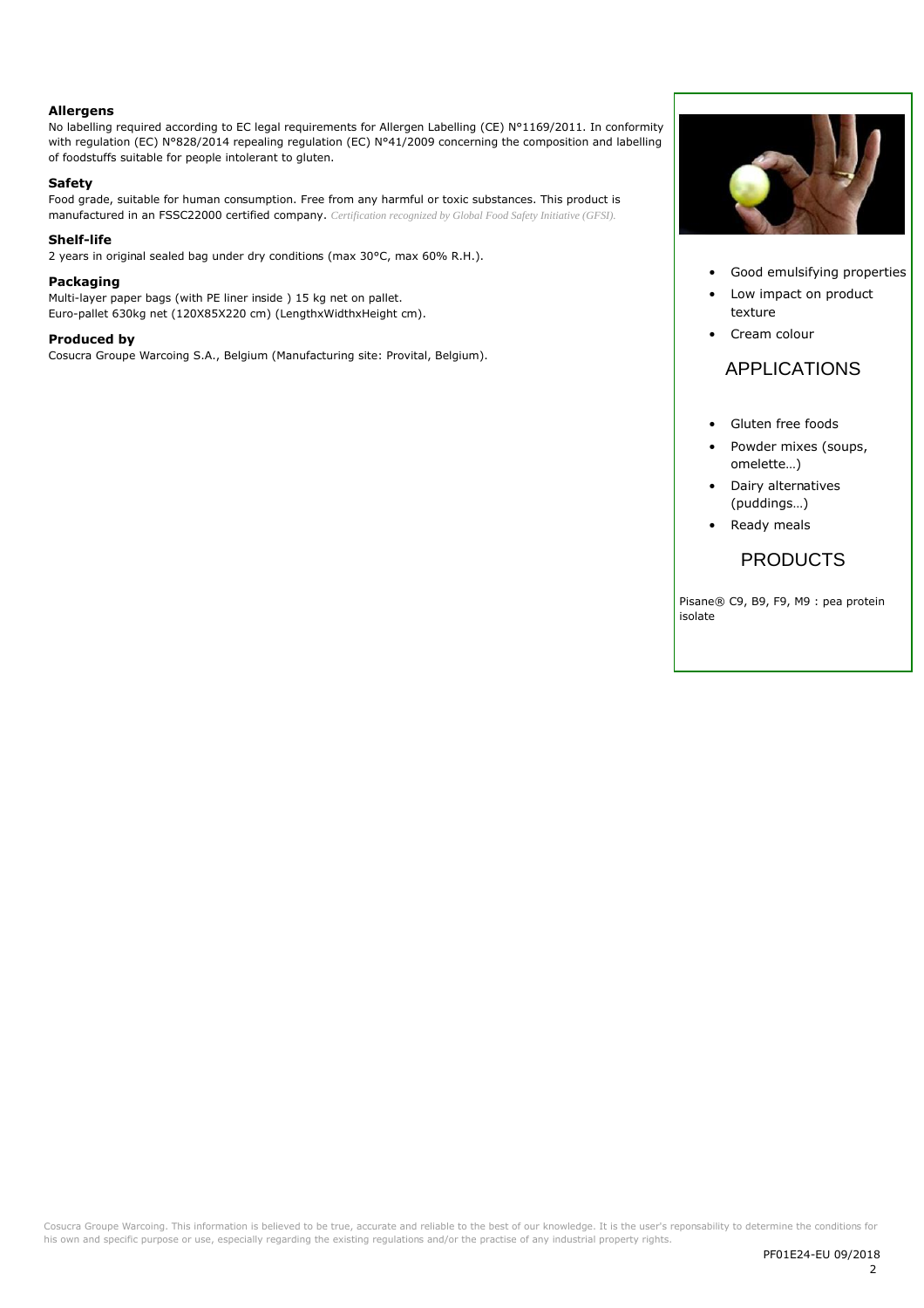## Allergens

No labelling required according to EC legal requirements for Allergen Labelling (CE) N°1169/2011. In conformity with regulation (EC) N°828/2014 repealing regulation (EC) N°41/2009 concerning the composition and labelling of foodstuffs suitable for people intolerant to gluten.

## Safety

Food grade, suitable for human consumption. Free from any harmful or toxic substances. This product is manufactured in an FSSC22000 certified company. *Certification recognized by Global Food Safety Initiative (GFSI).*

## Shelf-life

2 years in original sealed bag under dry conditions (max 30°C, max 60% R.H.).

## Packaging

Multi-layer paper bags (with PE liner inside ) 15 kg net on pallet.
Euro-pallet 630kg net (120X85X220 cm) (LengthxWidthxHeight cm).

## Produced by

Cosucra Groupe Warcoing S.A., Belgium (Manufacturing site: Provital, Belgium).

- Good emulsifying properties
- Low impact on product texture
- Cream colour

## APPLICATIONS

- Gluten free foods
- Powder mixes (soups, omelette…)
- Dairy alternatives (puddings…)
- Ready meals

## PRODUCTS

Pisane® C9, B9, F9, M9 : pea protein isolate

Cosucra Groupe Warcoing. This information is believed to be true, accurate and reliable to the best of our knowledge. It is the user's reponsability to determine the conditions for his own and specific purpose or use, especially regarding the existing regulations and/or the practise of any industrial property rights.

PF01E24-EU 09/2018